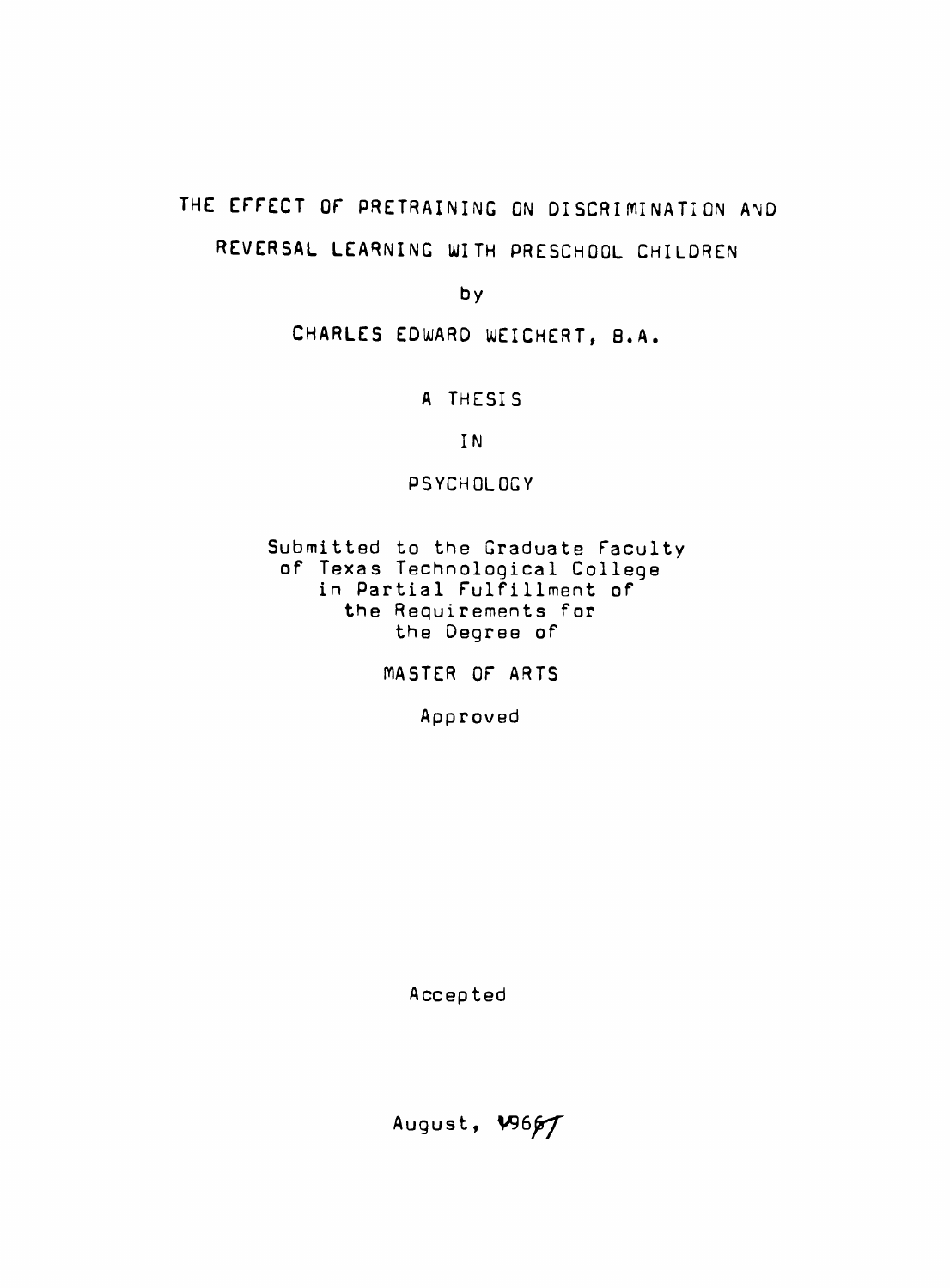# THE EFFECT OF PRETRAINING ON DISCRIMINATION AND REVERSAL LEARNING WITH PRESCHOOL CHILDREN

by

CHARLES EDWARD WEICHERT, B.A.

A THESIS

IN

PSYCHOLOGY

Submitted to the Graduate Faculty
of Texas Technological College
in Partial Fulfillment of
the Requirements for
the Degree of

MASTER OF ARTS

Approved

Accepted

August, 1967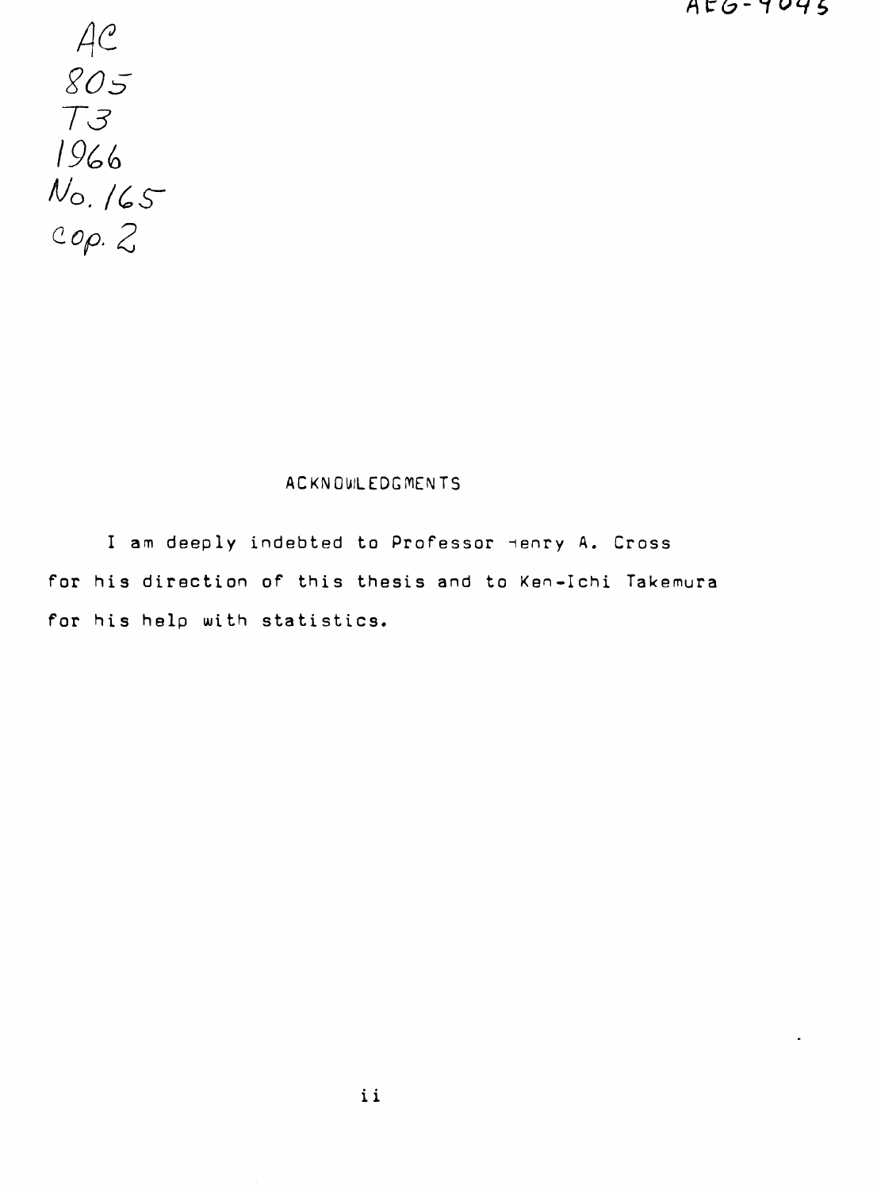AC
805
T3
1966
No. 165
cop. 2

AEG-9045

## ACKNOWLEDGMENTS

I am deeply indebted to Professor Henry A. Cross for his direction of this thesis and to Ken-Ichi Takemura for his help with statistics.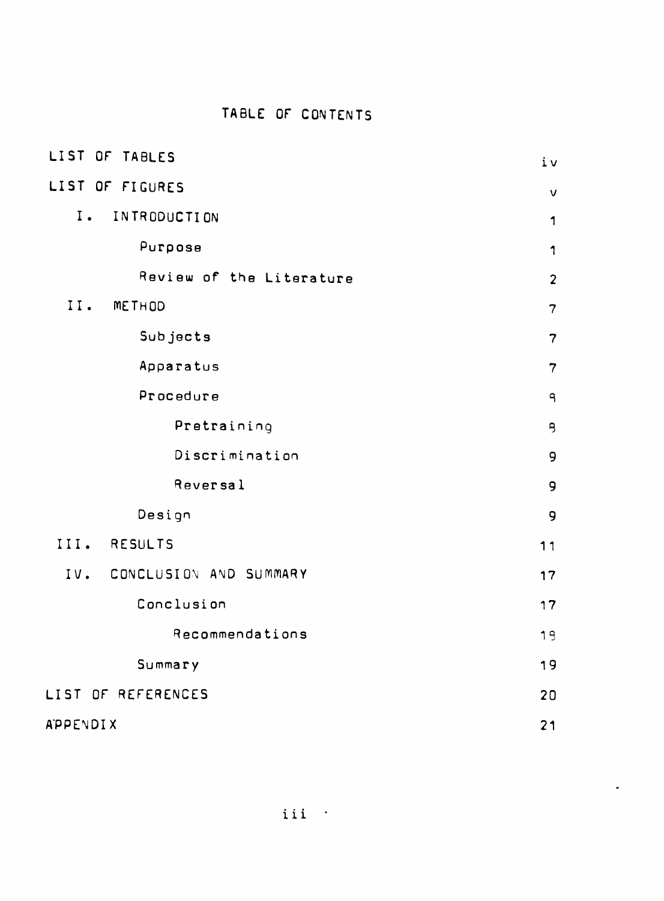# TABLE OF CONTENTS

| | |
|---|---|
| LIST OF TABLES | iv |
| LIST OF FIGURES | v |
| I. INTRODUCTION | 1 |
| Purpose | 1 |
| Review of the Literature | 2 |
| II. METHOD | 7 |
| Subjects | 7 |
| Apparatus | 7 |
| Procedure | 8 |
| Pretraining | 8 |
| Discrimination | 9 |
| Reversal | 9 |
| Design | 9 |
| III. RESULTS | 11 |
| IV. CONCLUSION AND SUMMARY | 17 |
| Conclusion | 17 |
| Recommendations | 18 |
| Summary | 19 |
| LIST OF REFERENCES | 20 |
| APPENDIX | 21 |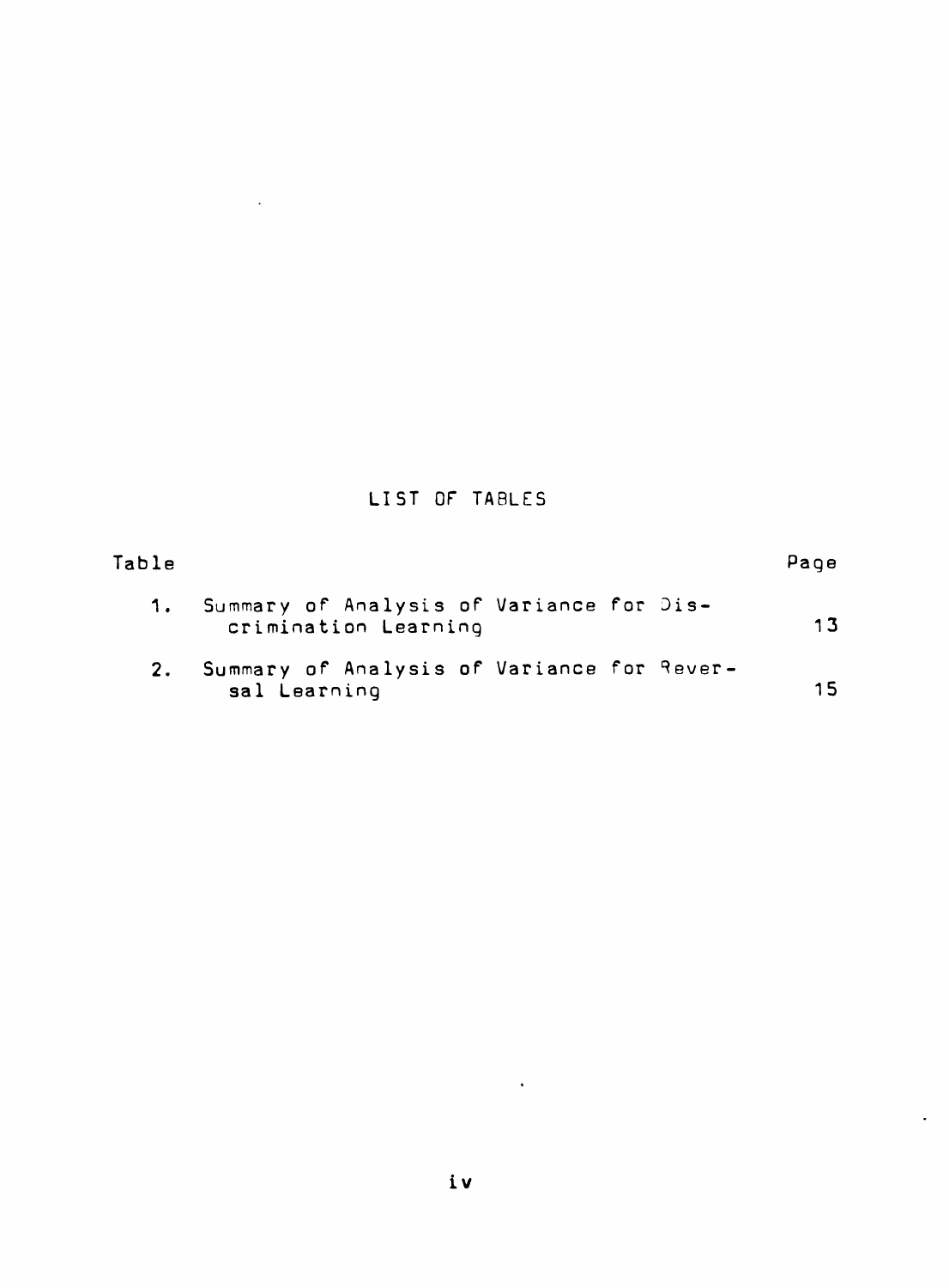# LIST OF TABLES

| Table | | Page |
|---|---|---|
| 1. | Summary of Analysis of Variance for Discrimination Learning | 13 |
| 2. | Summary of Analysis of Variance for Reversal Learning | 15 |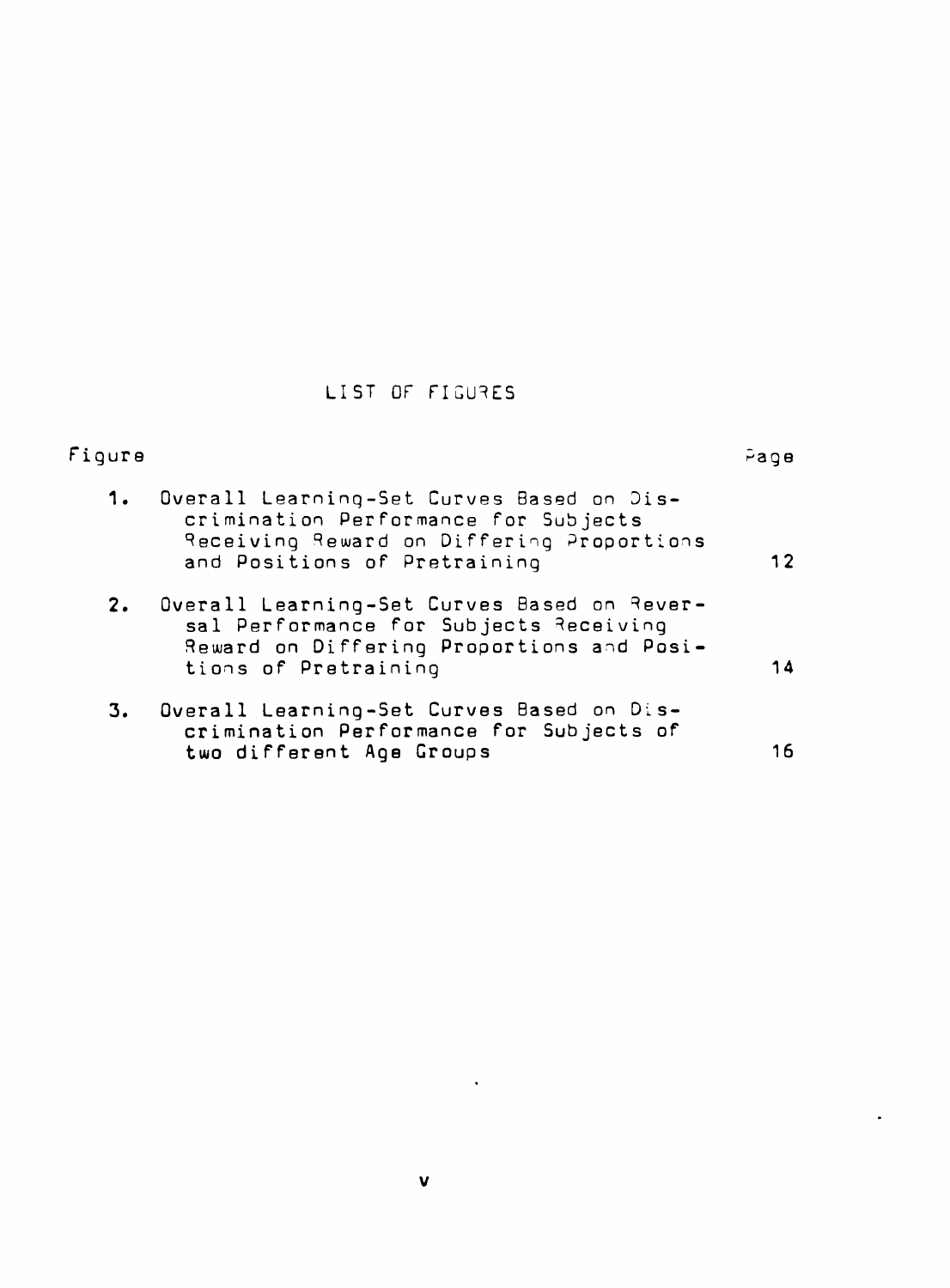# LIST OF FIGURES

| Figure | | Page |
|---|---|---|
| 1. | Overall Learning-Set Curves Based on Discrimination Performance for Subjects Receiving Reward on Differing Proportions and Positions of Pretraining | 12 |
| 2. | Overall Learning-Set Curves Based on Reversal Performance for Subjects Receiving Reward on Differing Proportions and Positions of Pretraining | 14 |
| 3. | Overall Learning-Set Curves Based on Discrimination Performance for Subjects of two different Age Groups | 16 |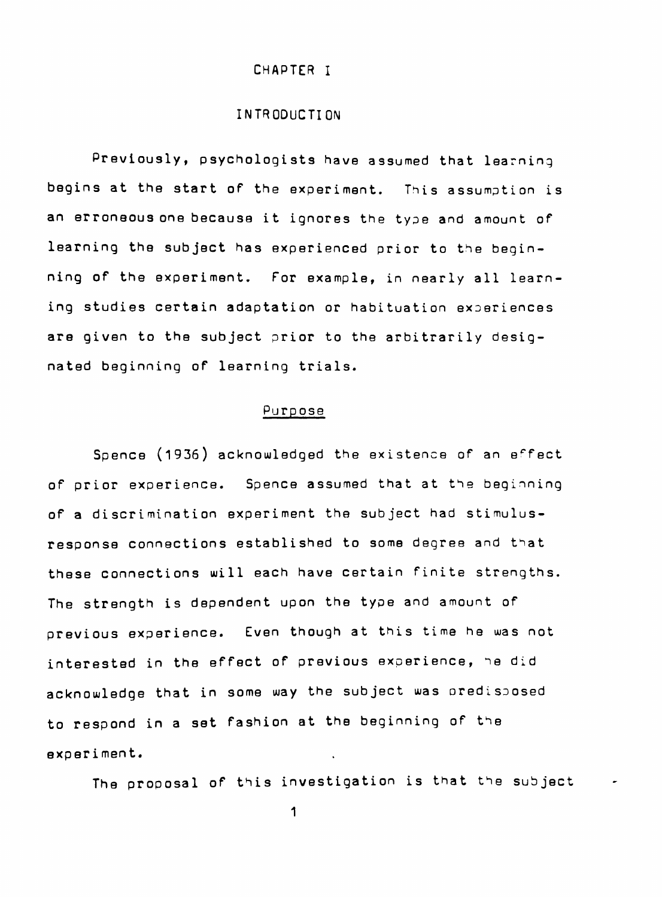# CHAPTER I

## INTRODUCTION

Previously, psychologists have assumed that learning begins at the start of the experiment. This assumption is an erroneous one because it ignores the type and amount of learning the subject has experienced prior to the beginning of the experiment. For example, in nearly all learning studies certain adaptation or habituation experiences are given to the subject prior to the arbitrarily designated beginning of learning trials.

### Purpose

Spence (1936) acknowledged the existence of an effect of prior experience. Spence assumed that at the beginning of a discrimination experiment the subject had stimulus-response connections established to some degree and that these connections will each have certain finite strengths. The strength is dependent upon the type and amount of previous experience. Even though at this time he was not interested in the effect of previous experience, he did acknowledge that in some way the subject was predisposed to respond in a set fashion at the beginning of the experiment.

The proposal of this investigation is that the subject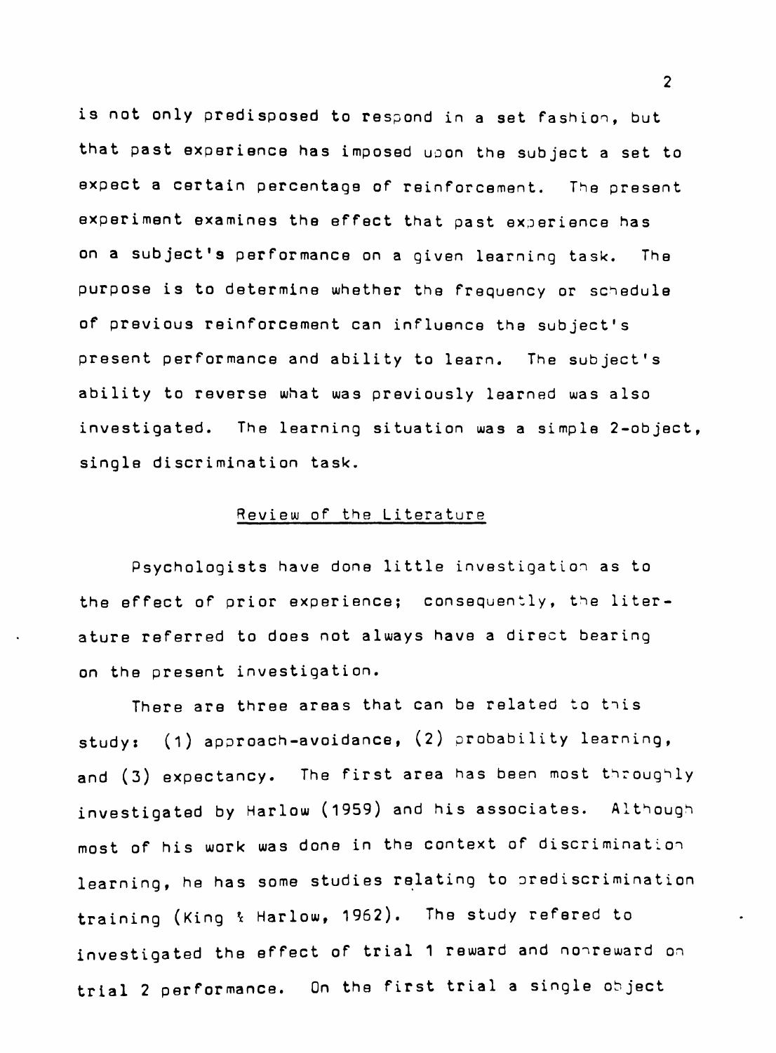is not only predisposed to respond in a set fashion, but that past experience has imposed upon the subject a set to expect a certain percentage of reinforcement. The present experiment examines the effect that past experience has on a subject's performance on a given learning task. The purpose is to determine whether the frequency or schedule of previous reinforcement can influence the subject's present performance and ability to learn. The subject's ability to reverse what was previously learned was also investigated. The learning situation was a simple 2-object, single discrimination task.

## Review of the Literature

Psychologists have done little investigation as to the effect of prior experience; consequently, the literature referred to does not always have a direct bearing on the present investigation.

There are three areas that can be related to this study: (1) approach-avoidance, (2) probability learning, and (3) expectancy. The first area has been most throughly investigated by Harlow (1959) and his associates. Although most of his work was done in the context of discrimination learning, he has some studies relating to prediscrimination training (King & Harlow, 1962). The study refered to investigated the effect of trial 1 reward and nonreward on trial 2 performance. On the first trial a single object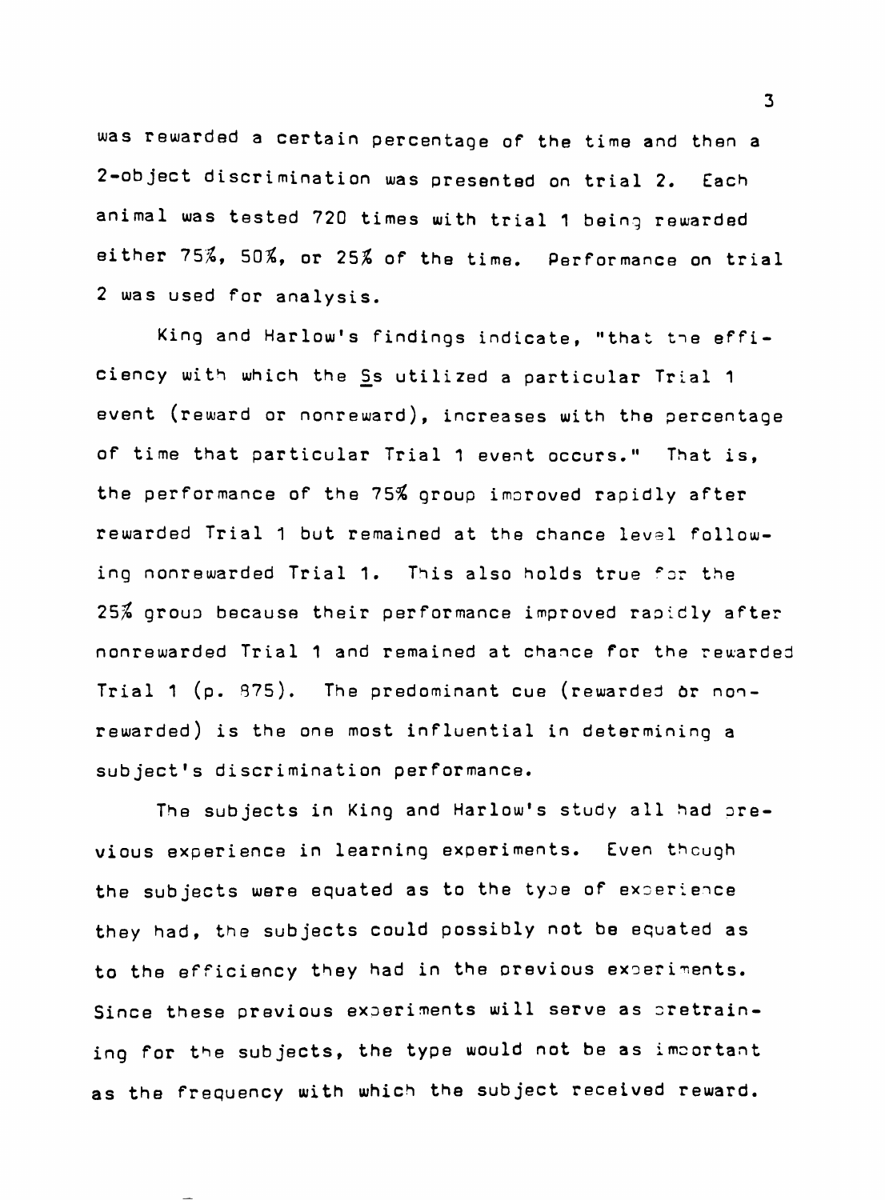was rewarded a certain percentage of the time and then a 2-object discrimination was presented on trial 2. Each animal was tested 720 times with trial 1 being rewarded either 75%, 50%, or 25% of the time. Performance on trial 2 was used for analysis.

King and Harlow's findings indicate, "that the efficiency with which the <u>S</u>s utilized a particular Trial 1 event (reward or nonreward), increases with the percentage of time that particular Trial 1 event occurs." That is, the performance of the 75% group improved rapidly after rewarded Trial 1 but remained at the chance level following nonrewarded Trial 1. This also holds true for the 25% group because their performance improved rapidly after nonrewarded Trial 1 and remained at chance for the rewarded Trial 1 (p. 875). The predominant cue (rewarded or nonrewarded) is the one most influential in determining a subject's discrimination performance.

The subjects in King and Harlow's study all had previous experience in learning experiments. Even though the subjects were equated as to the type of experience they had, the subjects could possibly not be equated as to the efficiency they had in the previous experiments. Since these previous experiments will serve as pretraining for the subjects, the type would not be as important as the frequency with which the subject received reward.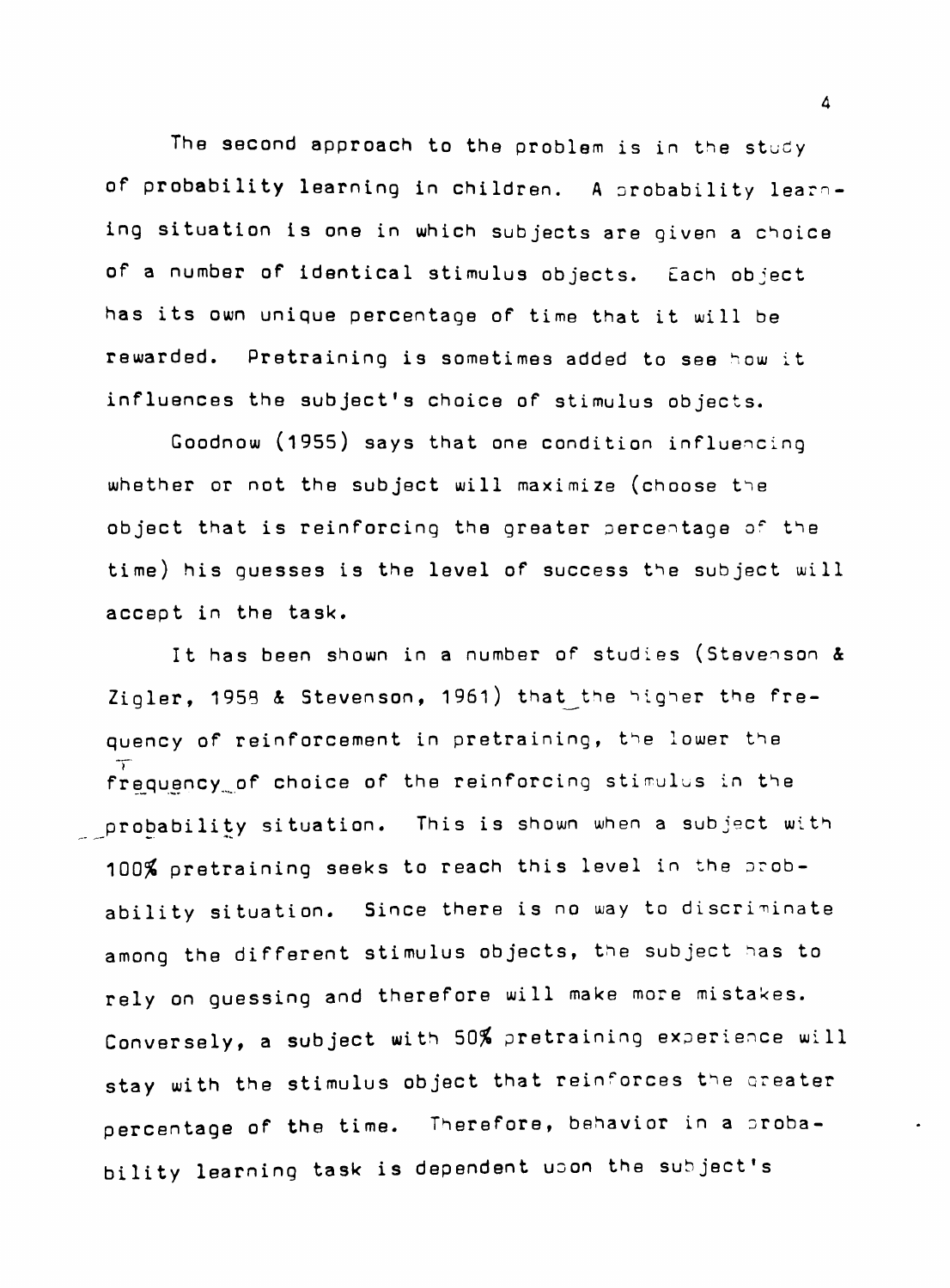The second approach to the problem is in the study of probability learning in children. A probability learning situation is one in which subjects are given a choice of a number of identical stimulus objects. Each object has its own unique percentage of time that it will be rewarded. Pretraining is sometimes added to see how it influences the subject's choice of stimulus objects.

Goodnow (1955) says that one condition influencing whether or not the subject will maximize (choose the object that is reinforcing the greater percentage of the time) his guesses is the level of success the subject will accept in the task.

It has been shown in a number of studies (Stevenson & Zigler, 1958 & Stevenson, 1961) that the higher the frequency of reinforcement in pretraining, the lower the frequency of choice of the reinforcing stimulus in the probability situation. This is shown when a subject with 100% pretraining seeks to reach this level in the probability situation. Since there is no way to discriminate among the different stimulus objects, the subject has to rely on guessing and therefore will make more mistakes. Conversely, a subject with 50% pretraining experience will stay with the stimulus object that reinforces the greater percentage of the time. Therefore, behavior in a probability learning task is dependent upon the subject's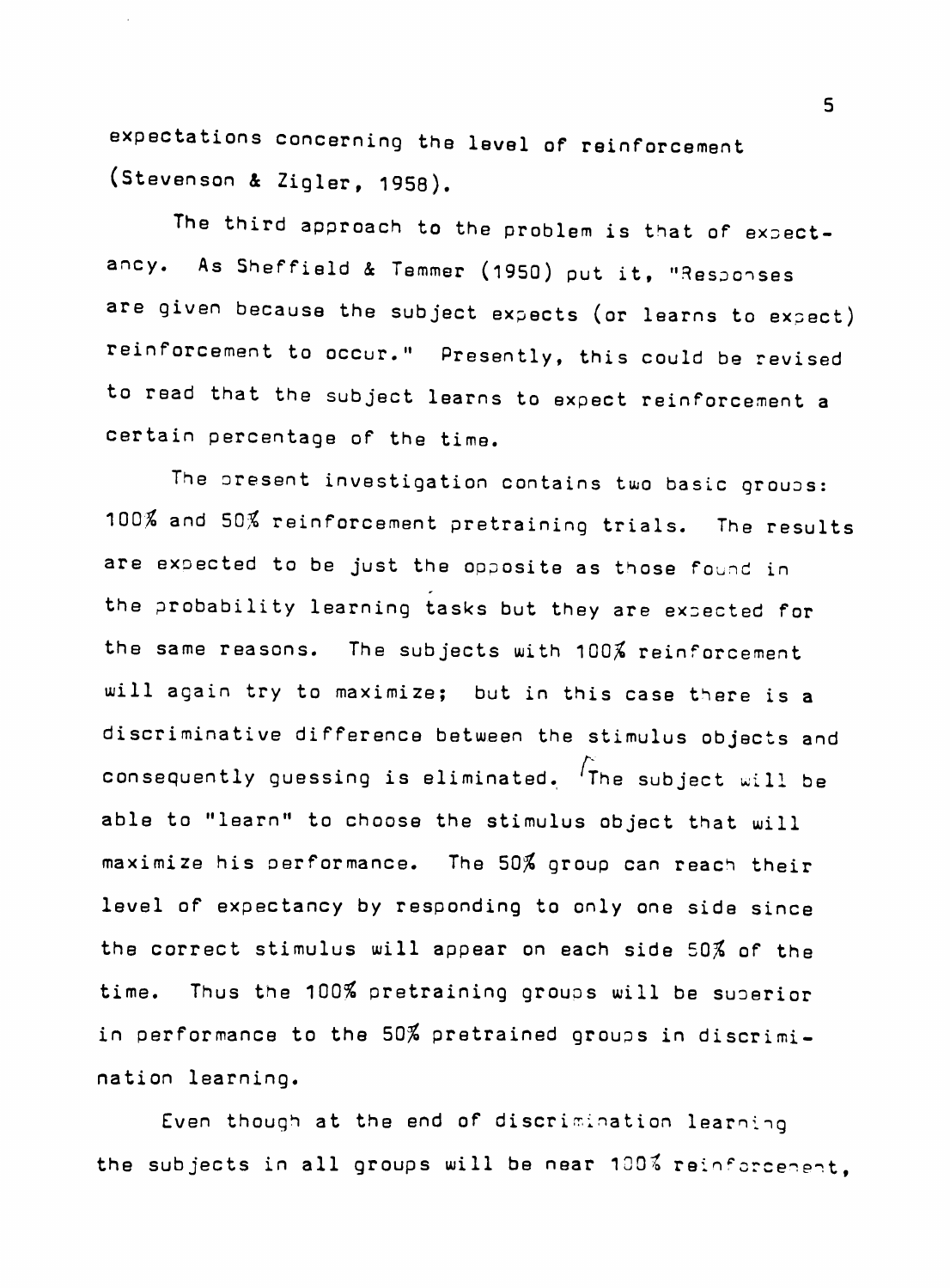expectations concerning the level of reinforcement (Stevenson & Zigler, 1958).

The third approach to the problem is that of expectancy. As Sheffield & Temmer (1950) put it, "Responses are given because the subject expects (or learns to expect) reinforcement to occur." Presently, this could be revised to read that the subject learns to expect reinforcement a certain percentage of the time.

The present investigation contains two basic groups: 100% and 50% reinforcement pretraining trials. The results are expected to be just the opposite as those found in the probability learning tasks but they are expected for the same reasons. The subjects with 100% reinforcement will again try to maximize; but in this case there is a discriminative difference between the stimulus objects and consequently guessing is eliminated. The subject will be able to "learn" to choose the stimulus object that will maximize his performance. The 50% group can reach their level of expectancy by responding to only one side since the correct stimulus will appear on each side 50% of the time. Thus the 100% pretraining groups will be superior in performance to the 50% pretrained groups in discrimination learning.

Even though at the end of discrimination learning the subjects in all groups will be near 100% reinforcement,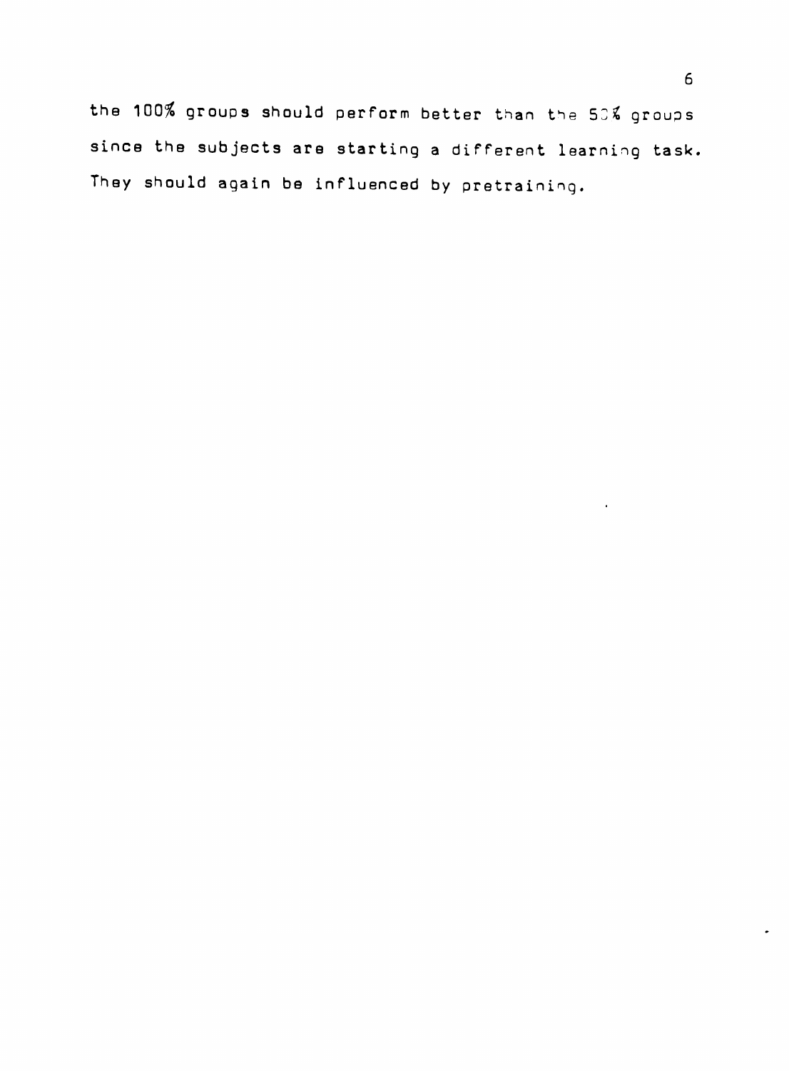the 100% groups should perform better than the 50% groups since the subjects are starting a different learning task. They should again be influenced by pretraining.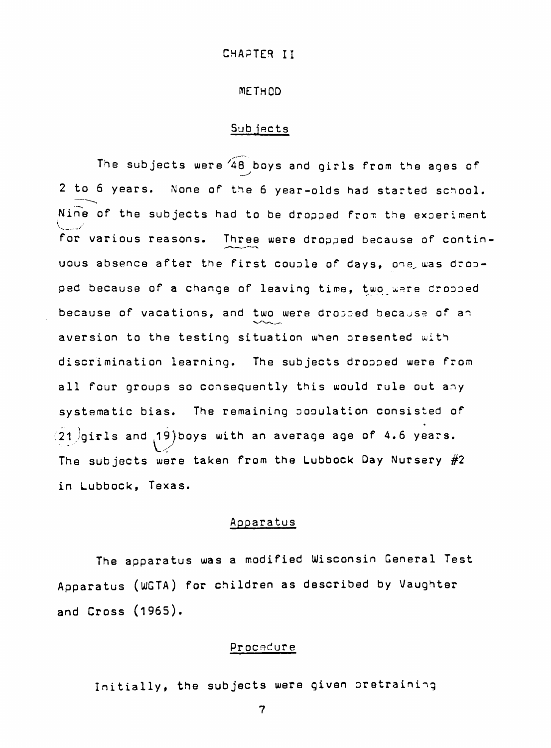# CHAPTER II

## METHOD

### Subjects

The subjects were 48 boys and girls from the ages of 2 to 6 years. None of the 6 year-olds had started school. Nine of the subjects had to be dropped from the experiment for various reasons. Three were dropped because of continuous absence after the first couple of days, one was dropped because of a change of leaving time, two were dropped because of vacations, and two were dropped because of an aversion to the testing situation when presented with discrimination learning. The subjects dropped were from all four groups so consequently this would rule out any systematic bias. The remaining population consisted of 21 girls and 19 boys with an average age of 4.6 years. The subjects were taken from the Lubbock Day Nursery #2 in Lubbock, Texas.

### Apparatus

The apparatus was a modified Wisconsin General Test Apparatus (WGTA) for children as described by Vaughter and Cross (1965).

### Procedure

Initially, the subjects were given pretraining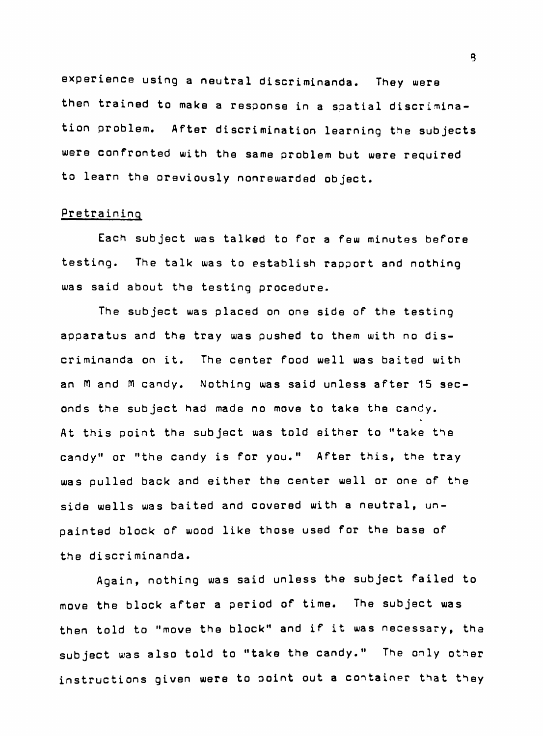experience using a neutral discriminanda. They were then trained to make a response in a spatial discrimination problem. After discrimination learning the subjects were confronted with the same problem but were required to learn the previously nonrewarded object.

## Pretraining

Each subject was talked to for a few minutes before testing. The talk was to establish rapport and nothing was said about the testing procedure.

The subject was placed on one side of the testing apparatus and the tray was pushed to them with no discriminanda on it. The center food well was baited with an M and M candy. Nothing was said unless after 15 seconds the subject had made no move to take the candy. At this point the subject was told either to "take the candy" or "the candy is for you." After this, the tray was pulled back and either the center well or one of the side wells was baited and covered with a neutral, unpainted block of wood like those used for the base of the discriminanda.

Again, nothing was said unless the subject failed to move the block after a period of time. The subject was then told to "move the block" and if it was necessary, the subject was also told to "take the candy." The only other instructions given were to point out a container that they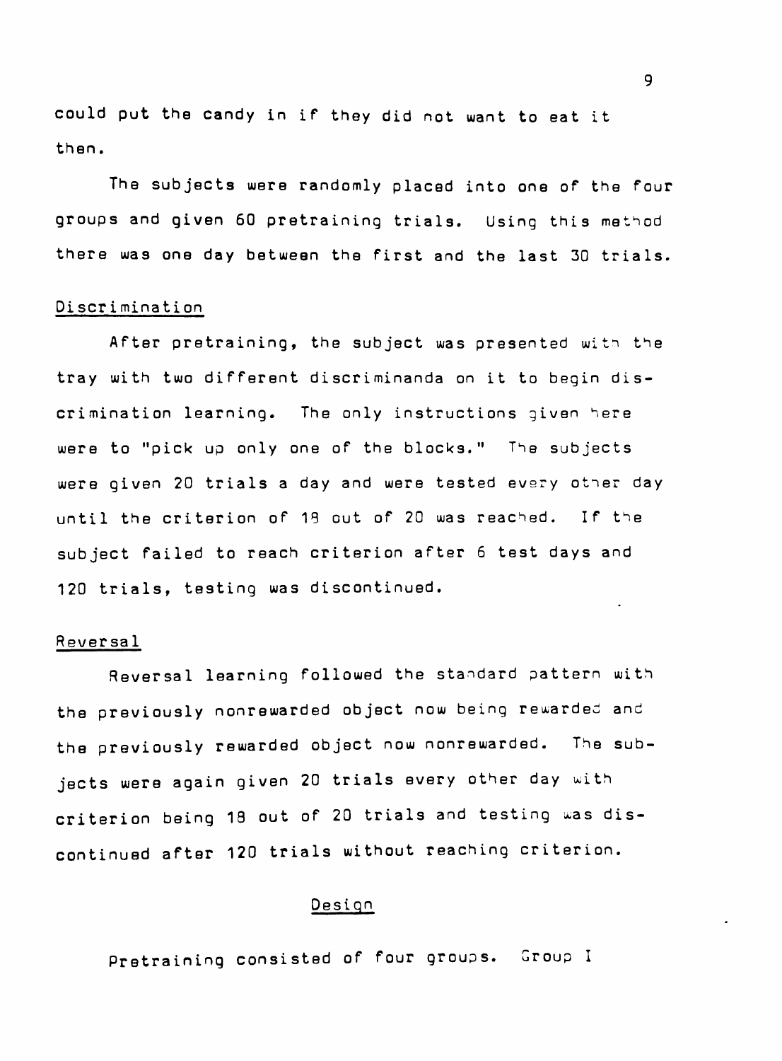could put the candy in if they did not want to eat it then.

The subjects were randomly placed into one of the four groups and given 60 pretraining trials. Using this method there was one day between the first and the last 30 trials.

### Discrimination

After pretraining, the subject was presented with the tray with two different discriminanda on it to begin discrimination learning. The only instructions given here were to "pick up only one of the blocks." The subjects were given 20 trials a day and were tested every other day until the criterion of 18 out of 20 was reached. If the subject failed to reach criterion after 6 test days and 120 trials, testing was discontinued.

### Reversal

Reversal learning followed the standard pattern with the previously nonrewarded object now being rewarded and the previously rewarded object now nonrewarded. The subjects were again given 20 trials every other day with criterion being 18 out of 20 trials and testing was discontinued after 120 trials without reaching criterion.

## Design

Pretraining consisted of four groups. Group I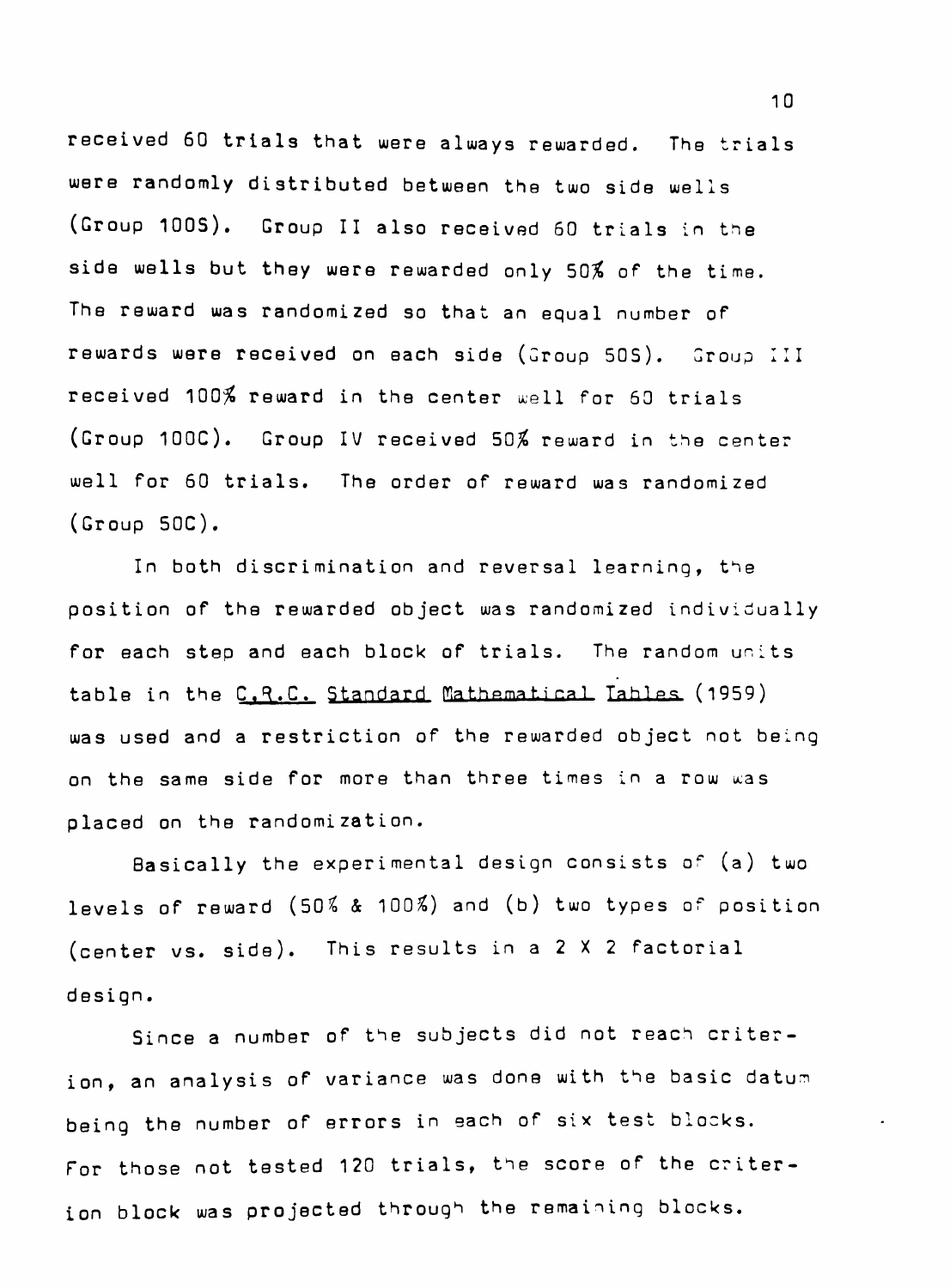received 60 trials that were always rewarded. The trials were randomly distributed between the two side wells (Group 100S). Group II also received 60 trials in the side wells but they were rewarded only 50% of the time. The reward was randomized so that an equal number of rewards were received on each side (Group 50S). Group III received 100% reward in the center well for 60 trials (Group 100C). Group IV received 50% reward in the center well for 60 trials. The order of reward was randomized (Group 50C).

In both discrimination and reversal learning, the position of the rewarded object was randomized individually for each step and each block of trials. The random units table in the C.R.C. Standard Mathematical Tables (1959) was used and a restriction of the rewarded object not being on the same side for more than three times in a row was placed on the randomization.

Basically the experimental design consists of (a) two levels of reward (50% & 100%) and (b) two types of position (center vs. side). This results in a 2 X 2 factorial design.

Since a number of the subjects did not reach criterion, an analysis of variance was done with the basic datum being the number of errors in each of six test blocks. For those not tested 120 trials, the score of the criterion block was projected through the remaining blocks.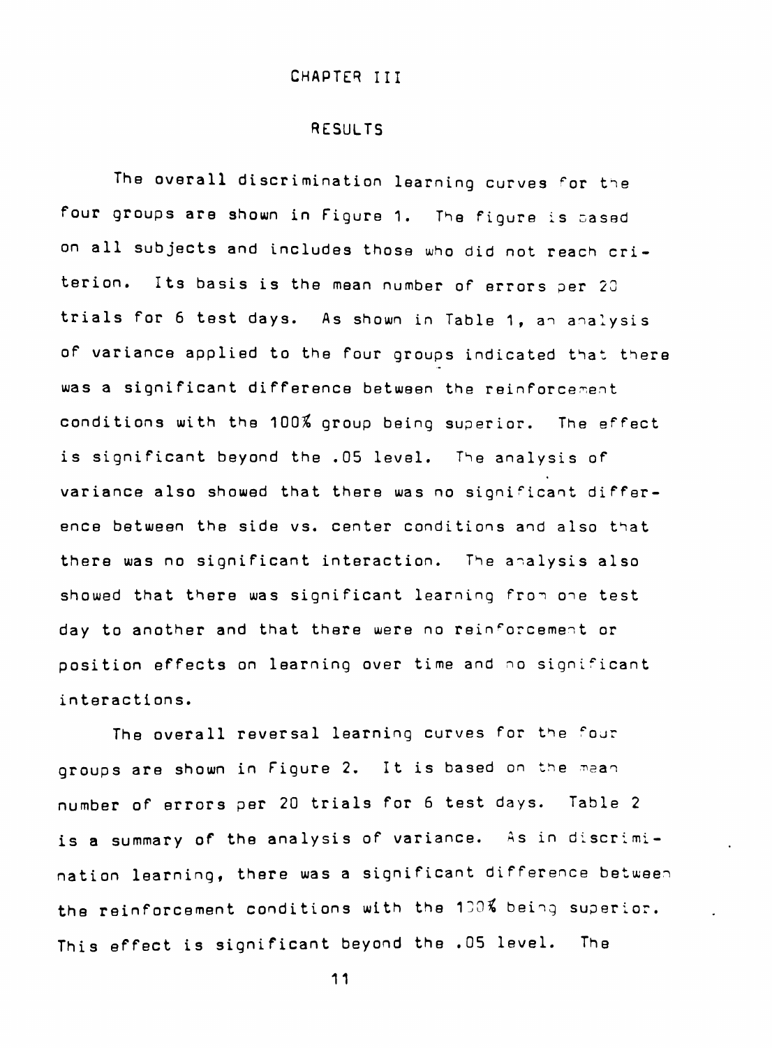# CHAPTER III

## RESULTS

The overall discrimination learning curves for the four groups are shown in Figure 1. The figure is based on all subjects and includes those who did not reach criterion. Its basis is the mean number of errors per 20 trials for 6 test days. As shown in Table 1, an analysis of variance applied to the four groups indicated that there was a significant difference between the reinforcement conditions with the 100% group being superior. The effect is significant beyond the .05 level. The analysis of variance also showed that there was no significant difference between the side vs. center conditions and also that there was no significant interaction. The analysis also showed that there was significant learning from one test day to another and that there were no reinforcement or position effects on learning over time and no significant interactions.

The overall reversal learning curves for the four groups are shown in Figure 2. It is based on the mean number of errors per 20 trials for 6 test days. Table 2 is a summary of the analysis of variance. As in discrimination learning, there was a significant difference between the reinforcement conditions with the 100% being superior. This effect is significant beyond the .05 level. The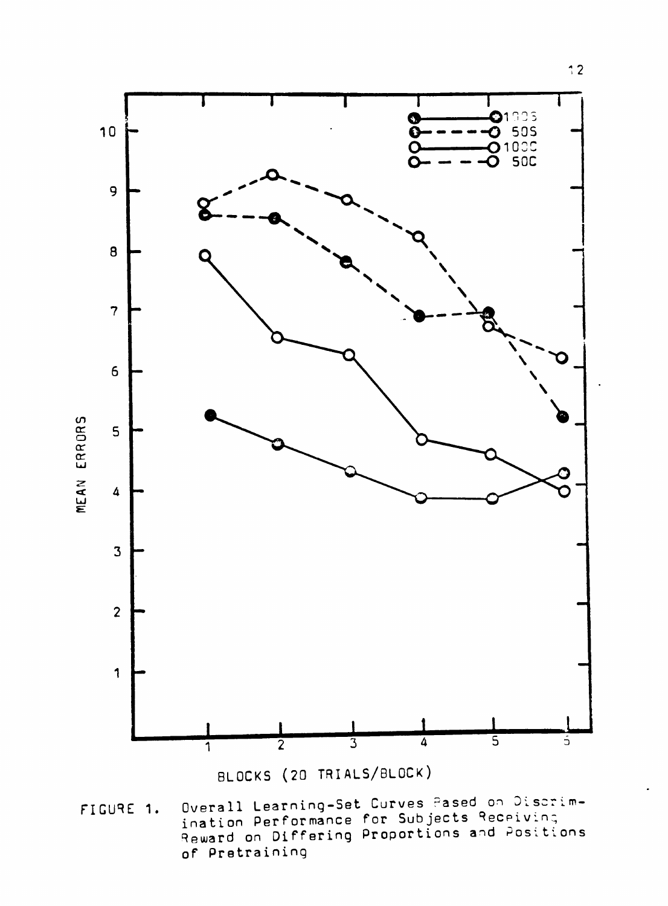FIGURE 1. Overall Learning-Set Curves Based on Discrimination Performance for Subjects Receiving Reward on Differing Proportions and Positions of Pretraining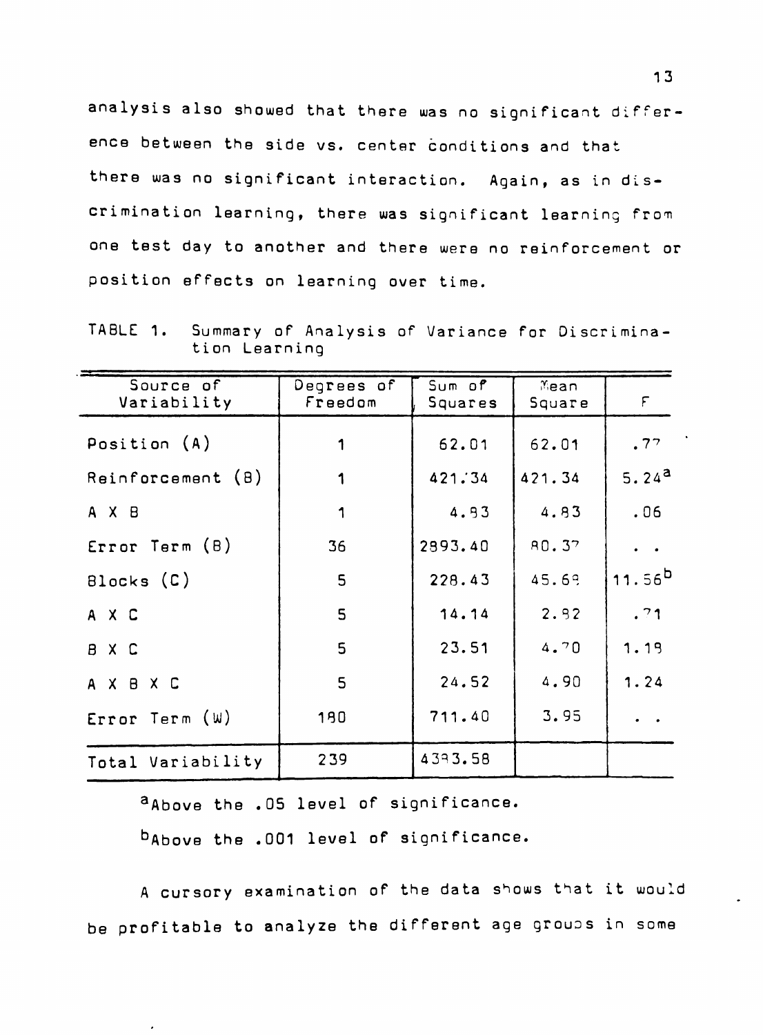analysis also showed that there was no significant difference between the side vs. center conditions and that there was no significant interaction. Again, as in discrimination learning, there was significant learning from one test day to another and there were no reinforcement or position effects on learning over time.

TABLE 1. Summary of Analysis of Variance for Discrimination Learning

| Source of Variability | Degrees of Freedom | Sum of Squares | Mean Square | F |
|---|---|---|---|---|
| Position (A) | 1 | 62.01 | 62.01 | .77 |
| Reinforcement (B) | 1 | 421.34 | 421.34 | 5.24[a] |
| A X B | 1 | 4.83 | 4.83 | .06 |
| Error Term (B) | 36 | 2893.40 | 80.37 | . . |
| Blocks (C) | 5 | 228.43 | 45.69 | 11.56[b] |
| A X C | 5 | 14.14 | 2.82 | .71 |
| B X C | 5 | 23.51 | 4.70 | 1.19 |
| A X B X C | 5 | 24.52 | 4.90 | 1.24 |
| Error Term (W) | 180 | 711.40 | 3.95 | . . |
| Total Variability | 239 | 4393.58 | | |

[a]Above the .05 level of significance.

[b]Above the .001 level of significance.

A cursory examination of the data shows that it would be profitable to analyze the different age groups in some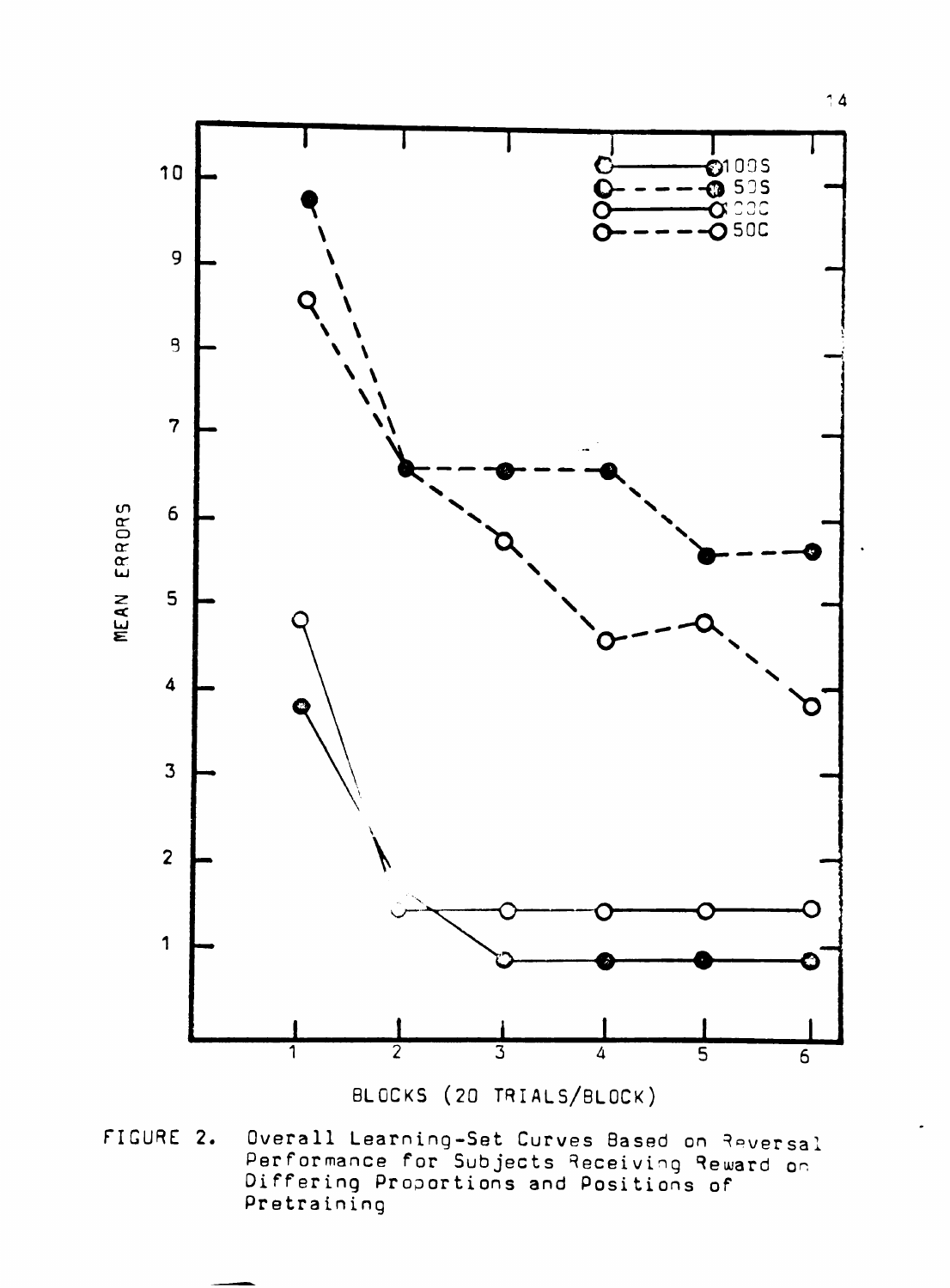FIGURE 2. Overall Learning-Set Curves Based on Reversal Performance for Subjects Receiving Reward on Differing Proportions and Positions of Pretraining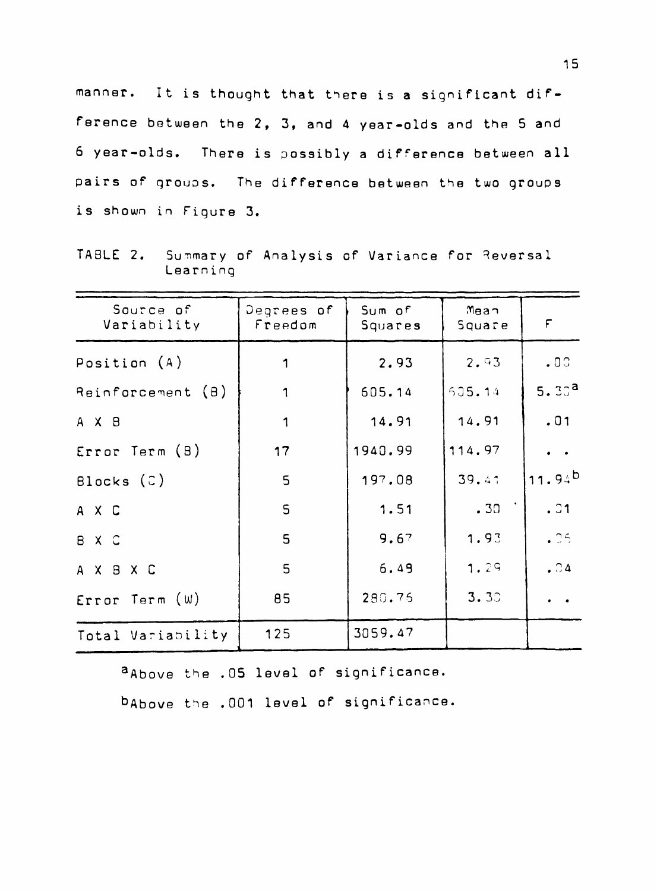manner. It is thought that there is a significant difference between the 2, 3, and 4 year-olds and the 5 and 6 year-olds. There is possibly a difference between all pairs of groups. The difference between the two groups is shown in Figure 3.

TABLE 2. Summary of Analysis of Variance for Reversal Learning

| Source of Variability | Degrees of Freedom | Sum of Squares | Mean Square | F |
|---|---|---|---|---|
| Position (A) | 1 | 2.93 | 2.93 | .03 |
| Reinforcement (B) | 1 | 605.14 | 605.14 | 5.30[a] |
| A X B | 1 | 14.91 | 14.91 | .01 |
| Error Term (B) | 17 | 1940.99 | 114.97 | . . |
| Blocks (C) | 5 | 197.08 | 39.41 | 11.94[b] |
| A X C | 5 | 1.51 | .30 | .01 |
| B X C | 5 | 9.67 | 1.93 | .05 |
| A X B X C | 5 | 6.49 | 1.29 | .04 |
| Error Term (W) | 85 | 280.76 | 3.30 | . . |
| Total Variability | 125 | 3059.47 | | |

[a]Above the .05 level of significance.

[b]Above the .001 level of significance.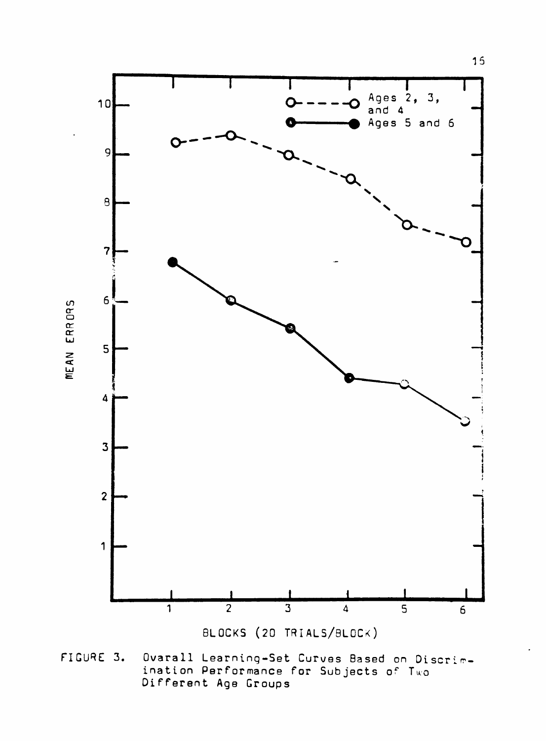FIGURE 3. Ovarall Learning-Set Curves Based on Discrimination Performance for Subjects of Two Different Age Groups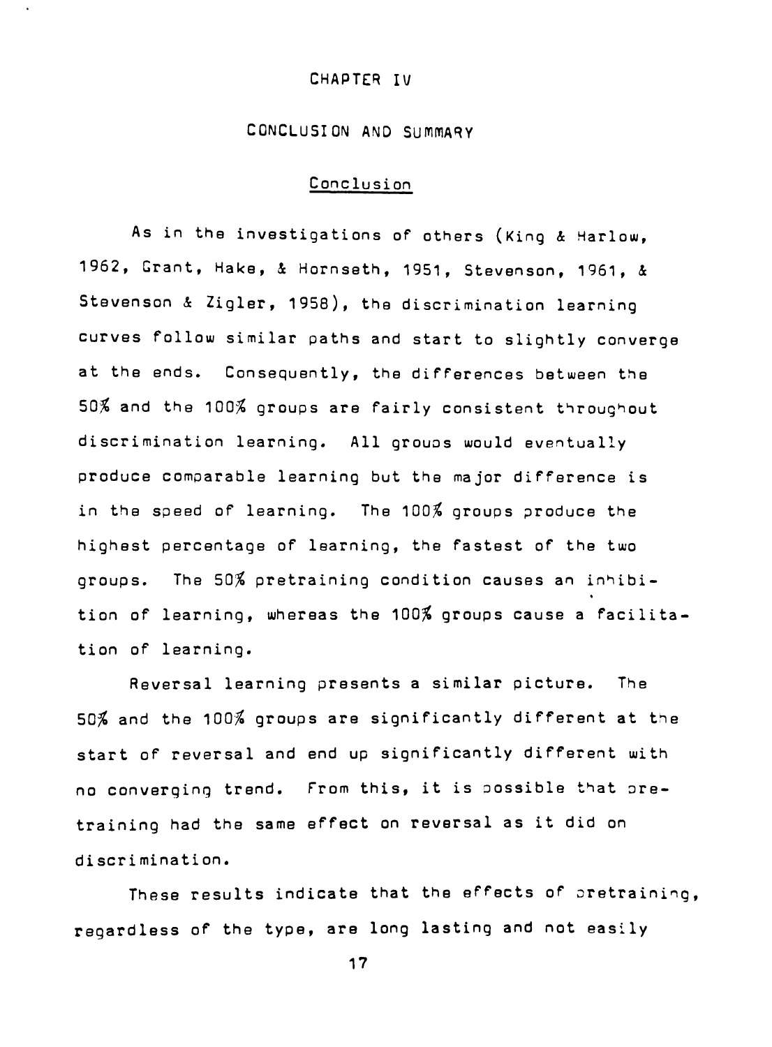# CHAPTER IV

## CONCLUSION AND SUMMARY

### Conclusion

As in the investigations of others (King & Harlow, 1962, Grant, Hake, & Hornseth, 1951, Stevenson, 1961, & Stevenson & Zigler, 1958), the discrimination learning curves follow similar paths and start to slightly converge at the ends. Consequently, the differences between the 50% and the 100% groups are fairly consistent throughout discrimination learning. All groups would eventually produce comparable learning but the major difference is in the speed of learning. The 100% groups produce the highest percentage of learning, the fastest of the two groups. The 50% pretraining condition causes an inhibition of learning, whereas the 100% groups cause a facilitation of learning.

Reversal learning presents a similar picture. The 50% and the 100% groups are significantly different at the start of reversal and end up significantly different with no converging trend. From this, it is possible that pretraining had the same effect on reversal as it did on discrimination.

These results indicate that the effects of pretraining, regardless of the type, are long lasting and not easily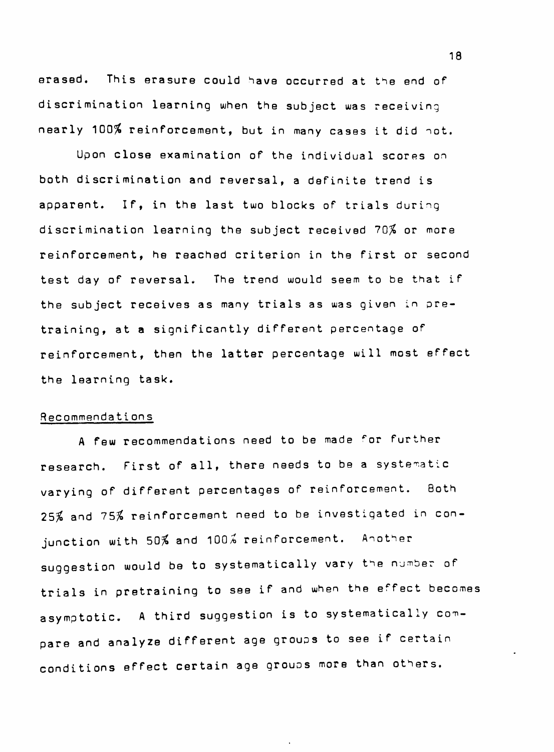erased. This erasure could have occurred at the end of discrimination learning when the subject was receiving nearly 100% reinforcement, but in many cases it did not.

Upon close examination of the individual scores on both discrimination and reversal, a definite trend is apparent. If, in the last two blocks of trials during discrimination learning the subject received 70% or more reinforcement, he reached criterion in the first or second test day of reversal. The trend would seem to be that if the subject receives as many trials as was given in pretraining, at a significantly different percentage of reinforcement, then the latter percentage will most effect the learning task.

## Recommendations

A few recommendations need to be made for further research. First of all, there needs to be a systematic varying of different percentages of reinforcement. Both 25% and 75% reinforcement need to be investigated in conjunction with 50% and 100% reinforcement. Another suggestion would be to systematically vary the number of trials in pretraining to see if and when the effect becomes asymptotic. A third suggestion is to systematically compare and analyze different age groups to see if certain conditions effect certain age groups more than others.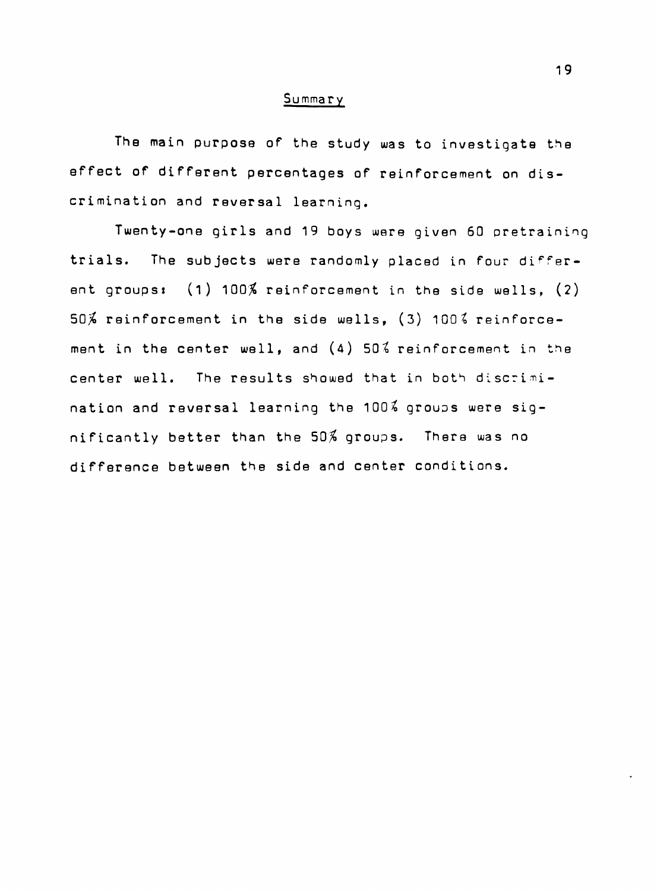## Summary

The main purpose of the study was to investigate the effect of different percentages of reinforcement on discrimination and reversal learning.

Twenty-one girls and 19 boys were given 60 pretraining trials. The subjects were randomly placed in four different groups: (1) 100% reinforcement in the side wells, (2) 50% reinforcement in the side wells, (3) 100% reinforcement in the center well, and (4) 50% reinforcement in the center well. The results showed that in both discrimination and reversal learning the 100% groups were significantly better than the 50% groups. There was no difference between the side and center conditions.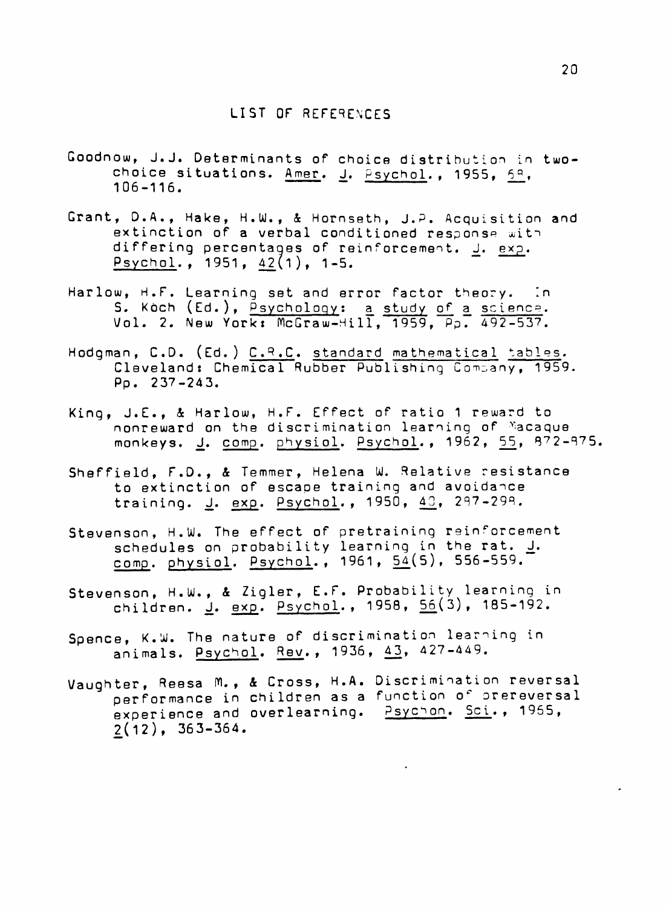## LIST OF REFERENCES

Goodnow, J.J. Determinants of choice distribution in two-choice situations. Amer. J. Psychol., 1955, 68, 106-116.

Grant, D.A., Hake, H.W., & Hornseth, J.P. Acquisition and extinction of a verbal conditioned response with differing percentages of reinforcement. J. exp. Psychol., 1951, 42(1), 1-5.

Harlow, H.F. Learning set and error factor theory. In S. Koch (Ed.), Psychology: a study of a science. Vol. 2. New York: McGraw-Hill, 1959, Pp. 492-537.

Hodgman, C.D. (Ed.) C.R.C. standard mathematical tables. Cleveland: Chemical Rubber Publishing Company, 1959. Pp. 237-243.

King, J.E., & Harlow, H.F. Effect of ratio 1 reward to nonreward on the discrimination learning of Macaque monkeys. J. comp. physiol. Psychol., 1962, 55, 872-875.

Sheffield, F.D., & Temmer, Helena W. Relative resistance to extinction of escape training and avoidance training. J. exp. Psychol., 1950, 40, 287-298.

Stevenson, H.W. The effect of pretraining reinforcement schedules on probability learning in the rat. J. comp. physiol. Psychol., 1961, 54(5), 556-559.

Stevenson, H.W., & Zigler, E.F. Probability learning in children. J. exp. Psychol., 1958, 56(3), 185-192.

Spence, K.W. The nature of discrimination learning in animals. Psychol. Rev., 1936, 43, 427-449.

Vaughter, Reesa M., & Cross, H.A. Discrimination reversal performance in children as a function of prereversal experience and overlearning. Psychon. Sci., 1965, 2(12), 363-364.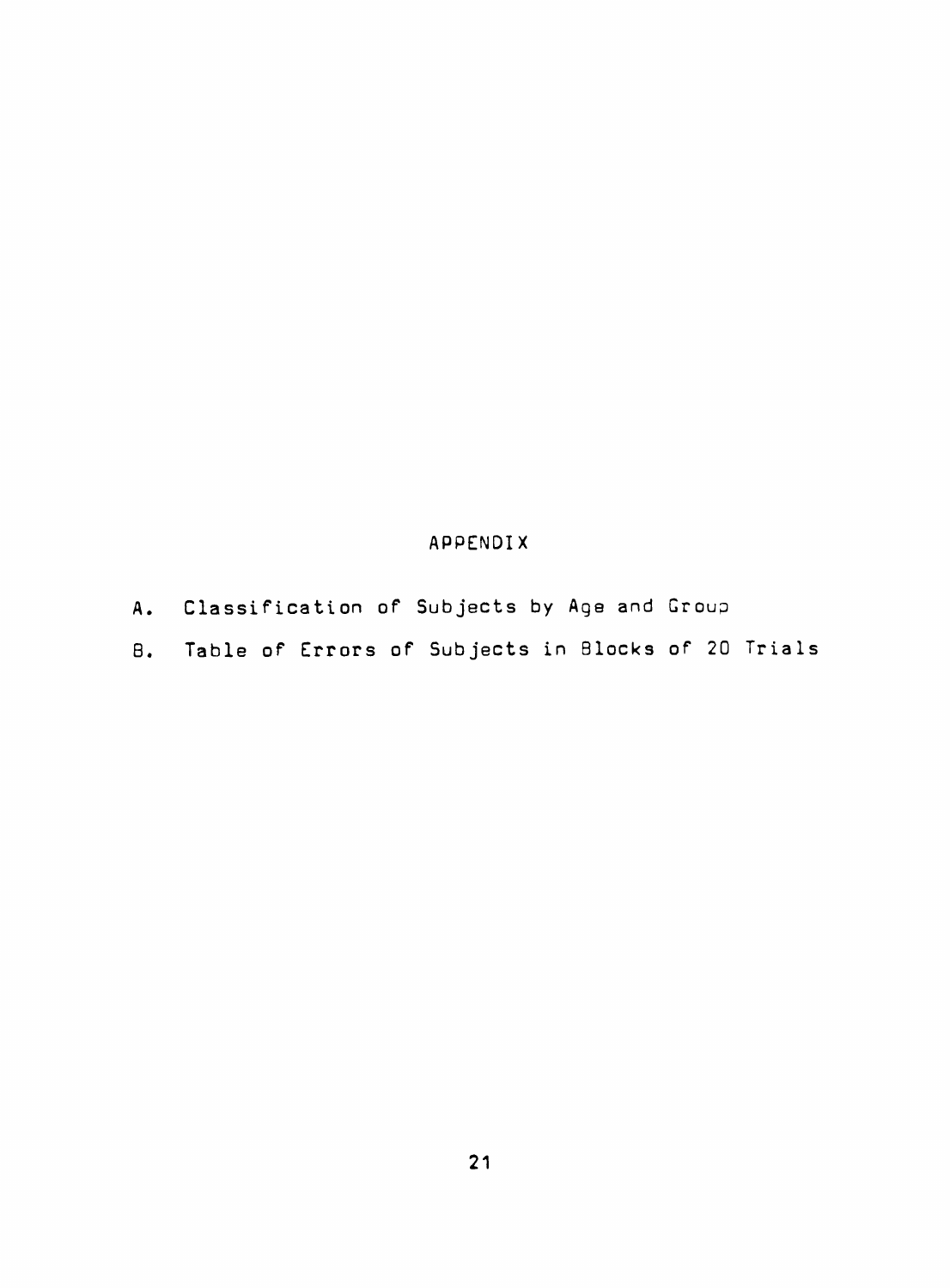# APPENDIX

A. Classification of Subjects by Age and Group

B. Table of Errors of Subjects in Blocks of 20 Trials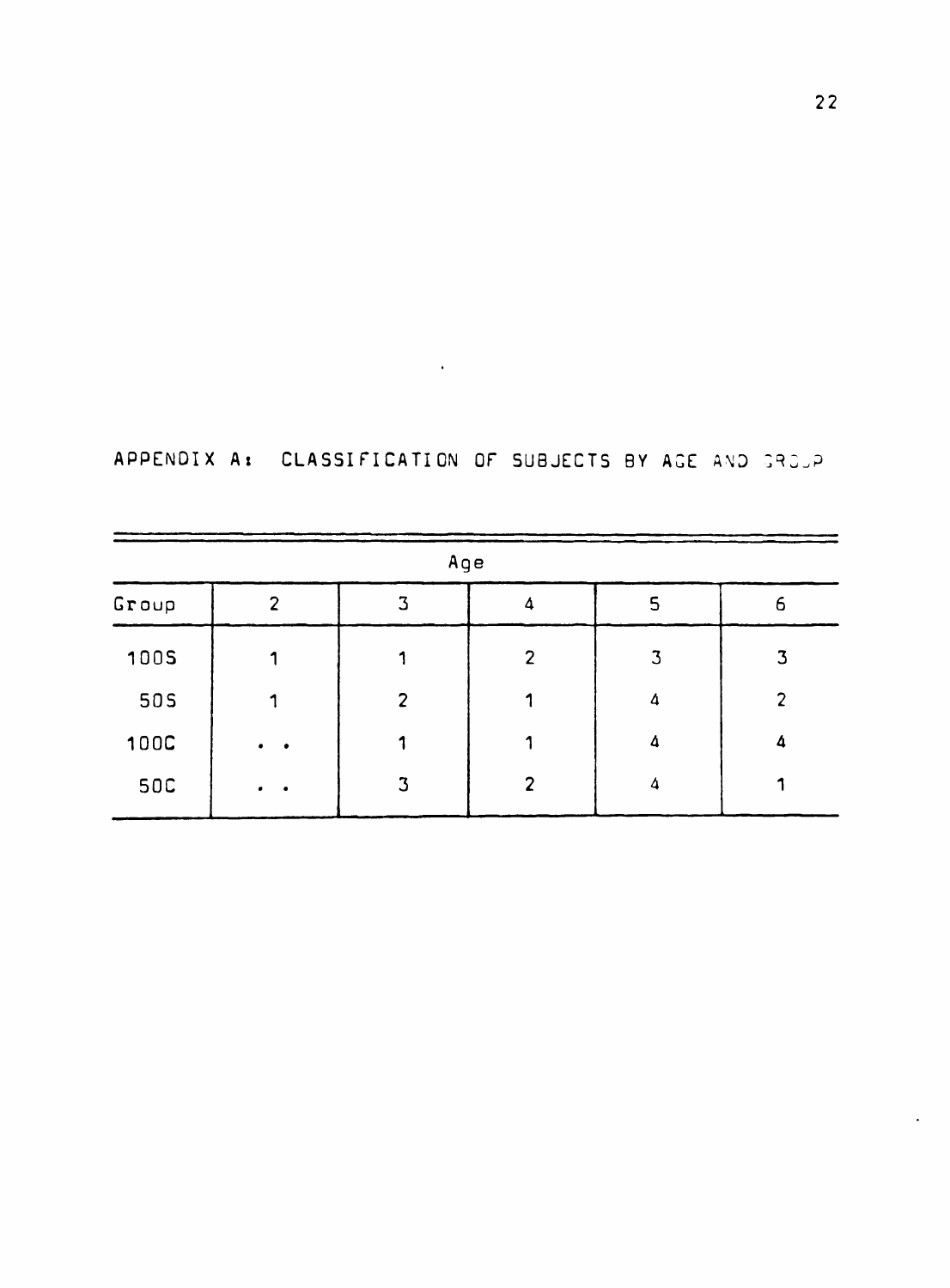# APPENDIX A: CLASSIFICATION OF SUBJECTS BY AGE AND GROUP

| | Age | | | | |
|---|---|---|---|---|---|
| Group | 2 | 3 | 4 | 5 | 6 |
| 100S | 1 | 1 | 2 | 3 | 3 |
| 50S | 1 | 2 | 1 | 4 | 2 |
| 100C | . . | 1 | 1 | 4 | 4 |
| 50C | . . | 3 | 2 | 4 | 1 |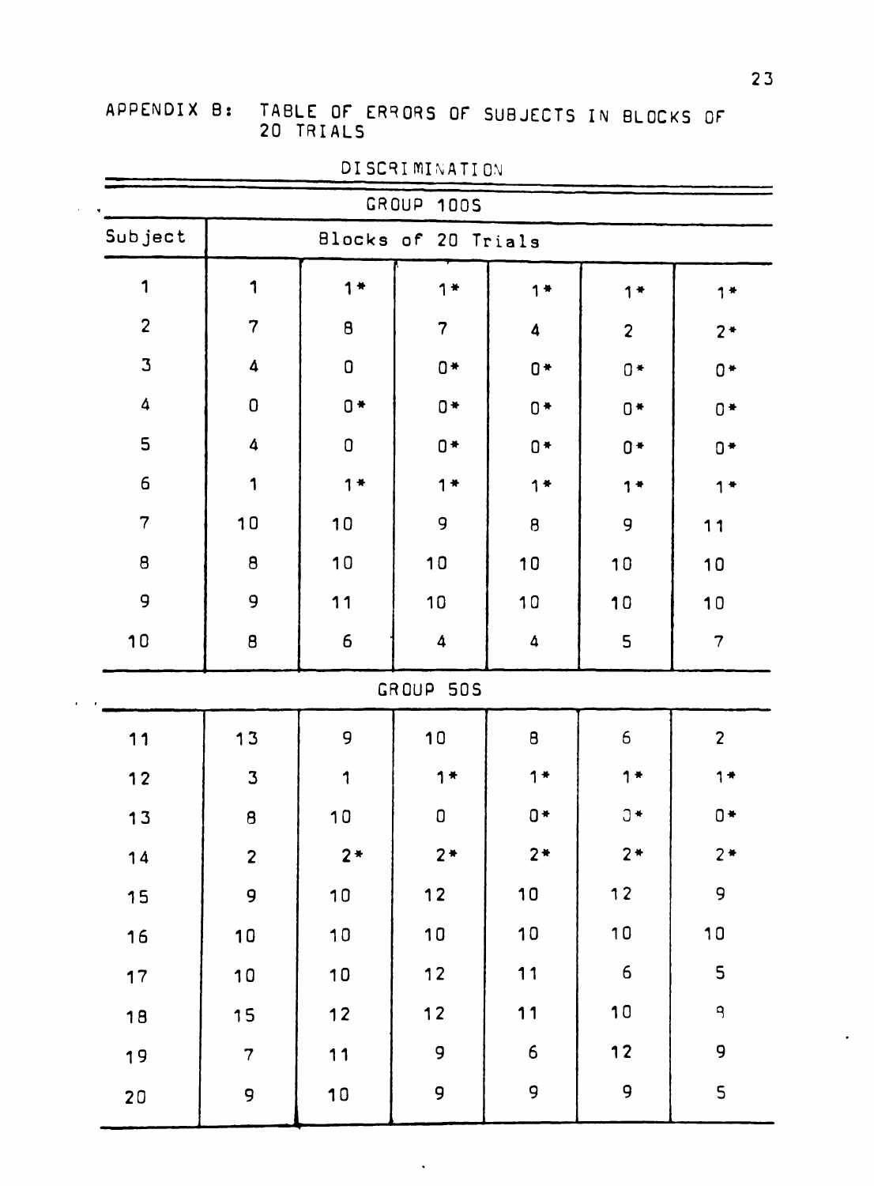APPENDIX B: TABLE OF ERRORS OF SUBJECTS IN BLOCKS OF 20 TRIALS

DISCRIMINATION

| GROUP 100S | | | | | | |
|---|---|---|---|---|---|---|
| Subject | Blocks of 20 Trials | | | | | |
| 1 | 1 | 1* | 1* | 1* | 1* | 1* |
| 2 | 7 | 8 | 7 | 4 | 2 | 2* |
| 3 | 4 | 0 | 0* | 0* | 0* | 0* |
| 4 | 0 | 0* | 0* | 0* | 0* | 0* |
| 5 | 4 | 0 | 0* | 0* | 0* | 0* |
| 6 | 1 | 1* | 1* | 1* | 1* | 1* |
| 7 | 10 | 10 | 9 | 8 | 9 | 11 |
| 8 | 8 | 10 | 10 | 10 | 10 | 10 |
| 9 | 9 | 11 | 10 | 10 | 10 | 10 |
| 10 | 8 | 6 | 4 | 4 | 5 | 7 |
| **GROUP 50S** | | | | | | |
| 11 | 13 | 9 | 10 | 8 | 6 | 2 |
| 12 | 3 | 1 | 1* | 1* | 1* | 1* |
| 13 | 8 | 10 | 0 | 0* | 0* | 0* |
| 14 | 2 | 2* | 2* | 2* | 2* | 2* |
| 15 | 9 | 10 | 12 | 10 | 12 | 9 |
| 16 | 10 | 10 | 10 | 10 | 10 | 10 |
| 17 | 10 | 10 | 12 | 11 | 6 | 5 |
| 18 | 15 | 12 | 12 | 11 | 10 | 9 |
| 19 | 7 | 11 | 9 | 6 | 12 | 9 |
| 20 | 9 | 10 | 9 | 9 | 9 | 5 |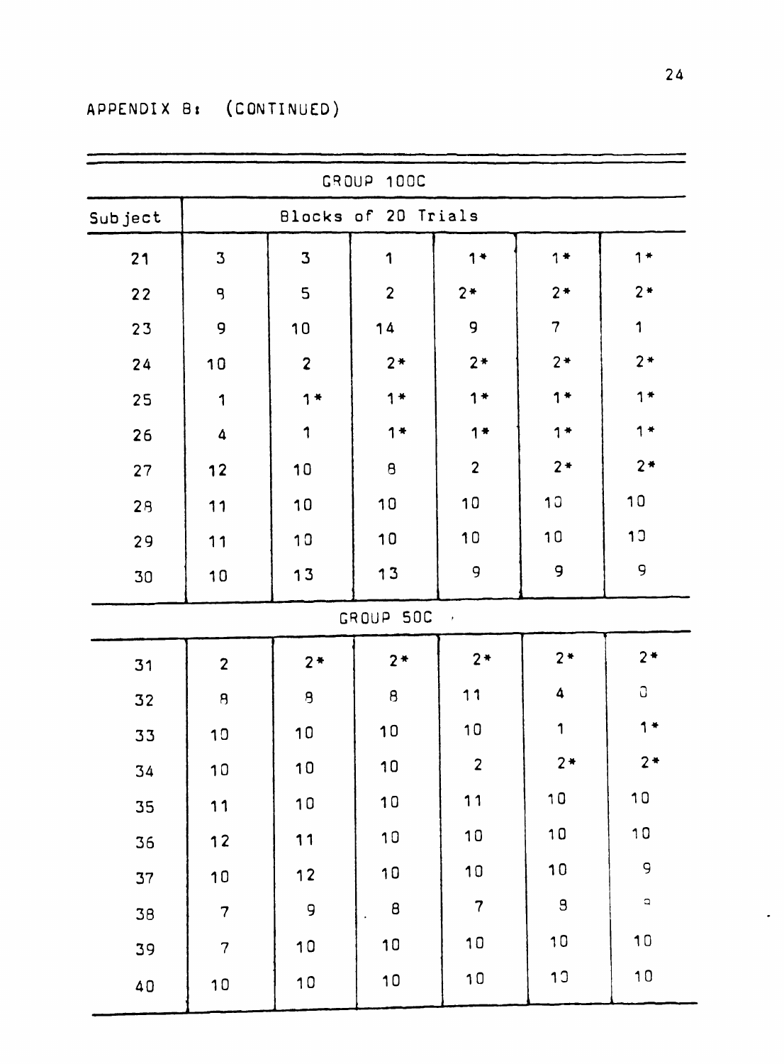APPENDIX B: (CONTINUED)

| GROUP 100C | | | | | | |
|---|---|---|---|---|---|---|
| Subject | Blocks of 20 Trials | | | | | |
| 21 | 3 | 3 | 1 | 1* | 1* | 1* |
| 22 | 9 | 5 | 2 | 2* | 2* | 2* |
| 23 | 9 | 10 | 14 | 9 | 7 | 1 |
| 24 | 10 | 2 | 2* | 2* | 2* | 2* |
| 25 | 1 | 1* | 1* | 1* | 1* | 1* |
| 26 | 4 | 1 | 1* | 1* | 1* | 1* |
| 27 | 12 | 10 | 8 | 2 | 2* | 2* |
| 28 | 11 | 10 | 10 | 10 | 10 | 10 |
| 29 | 11 | 10 | 10 | 10 | 10 | 10 |
| 30 | 10 | 13 | 13 | 9 | 9 | 9 |
| GROUP 50C | | | | | | |
| 31 | 2 | 2* | 2* | 2* | 2* | 2* |
| 32 | 8 | 8 | 8 | 11 | 4 | 0 |
| 33 | 10 | 10 | 10 | 10 | 1 | 1* |
| 34 | 10 | 10 | 10 | 2 | 2* | 2* |
| 35 | 11 | 10 | 10 | 11 | 10 | 10 |
| 36 | 12 | 11 | 10 | 10 | 10 | 10 |
| 37 | 10 | 12 | 10 | 10 | 10 | 9 |
| 38 | 7 | 9 | 8 | 7 | 8 | 0 |
| 39 | 7 | 10 | 10 | 10 | 10 | 10 |
| 40 | 10 | 10 | 10 | 10 | 10 | 10 |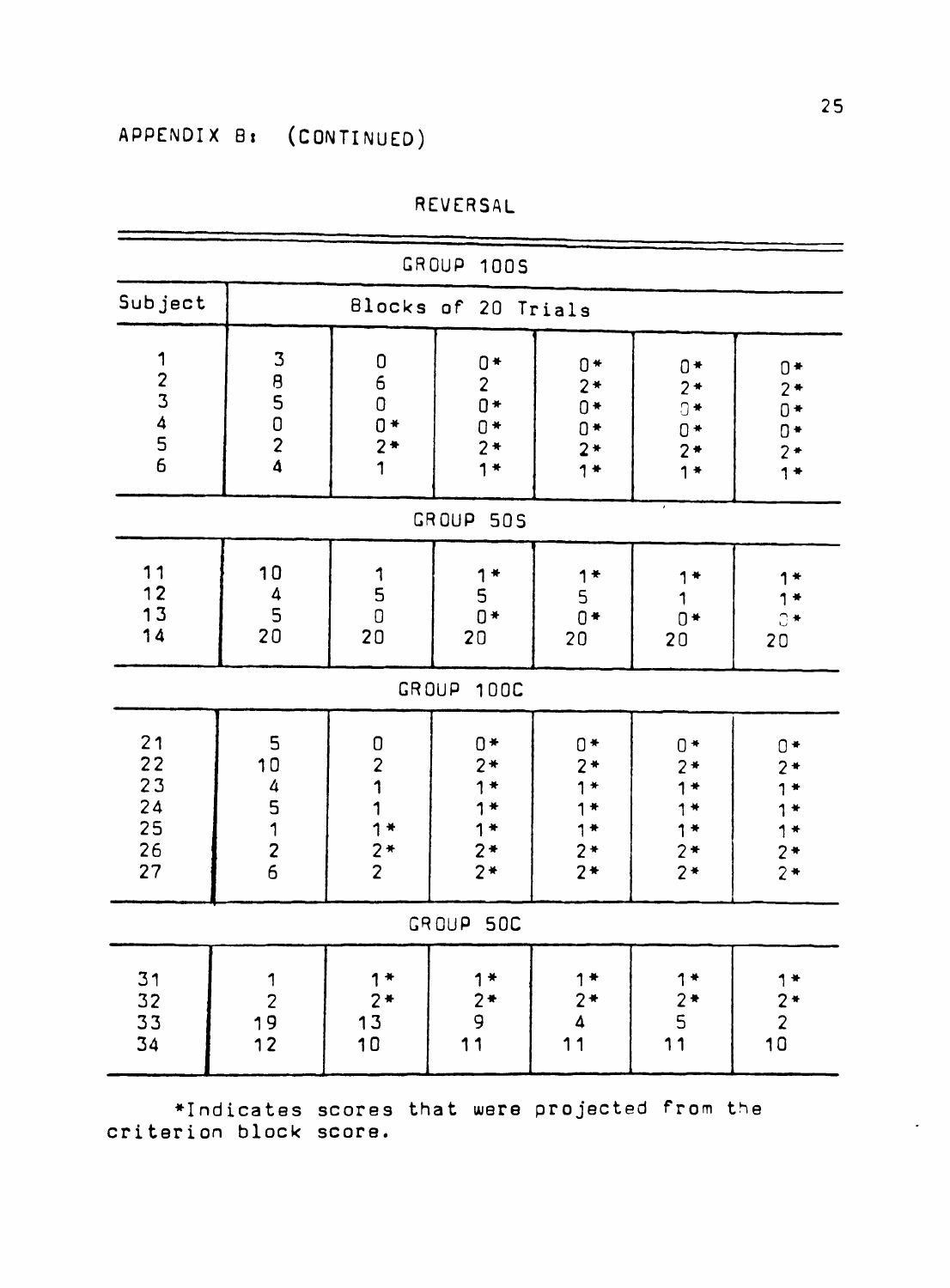APPENDIX B: (CONTINUED)

REVERSAL

| Subject | Blocks of 20 Trials | | | | | |
|---|---|---|---|---|---|---|
| **GROUP 100S** | | | | | | |
| 1 | 3 | 0 | 0* | 0* | 0* | 0* |
| 2 | 8 | 6 | 2 | 2* | 2* | 2* |
| 3 | 5 | 0 | 0* | 0* | 0* | 0* |
| 4 | 0 | 0* | 0* | 0* | 0* | 0* |
| 5 | 2 | 2* | 2* | 2* | 2* | 2* |
| 6 | 4 | 1 | 1* | 1* | 1* | 1* |
| **GROUP 50S** | | | | | | |
| 11 | 10 | 1 | 1* | 1* | 1* | 1* |
| 12 | 4 | 5 | 5 | 5 | 1 | 1* |
| 13 | 5 | 0 | 0* | 0* | 0* | 0* |
| 14 | 20 | 20 | 20 | 20 | 20 | 20 |
| **GROUP 100C** | | | | | | |
| 21 | 5 | 0 | 0* | 0* | 0* | 0* |
| 22 | 10 | 2 | 2* | 2* | 2* | 2* |
| 23 | 4 | 1 | 1* | 1* | 1* | 1* |
| 24 | 5 | 1 | 1* | 1* | 1* | 1* |
| 25 | 1 | 1* | 1* | 1* | 1* | 1* |
| 26 | 2 | 2* | 2* | 2* | 2* | 2* |
| 27 | 6 | 2 | 2* | 2* | 2* | 2* |
| **GROUP 50C** | | | | | | |
| 31 | 1 | 1* | 1* | 1* | 1* | 1* |
| 32 | 2 | 2* | 2* | 2* | 2* | 2* |
| 33 | 19 | 13 | 9 | 4 | 5 | 2 |
| 34 | 12 | 10 | 11 | 11 | 11 | 10 |

*Indicates scores that were projected from the criterion block score.